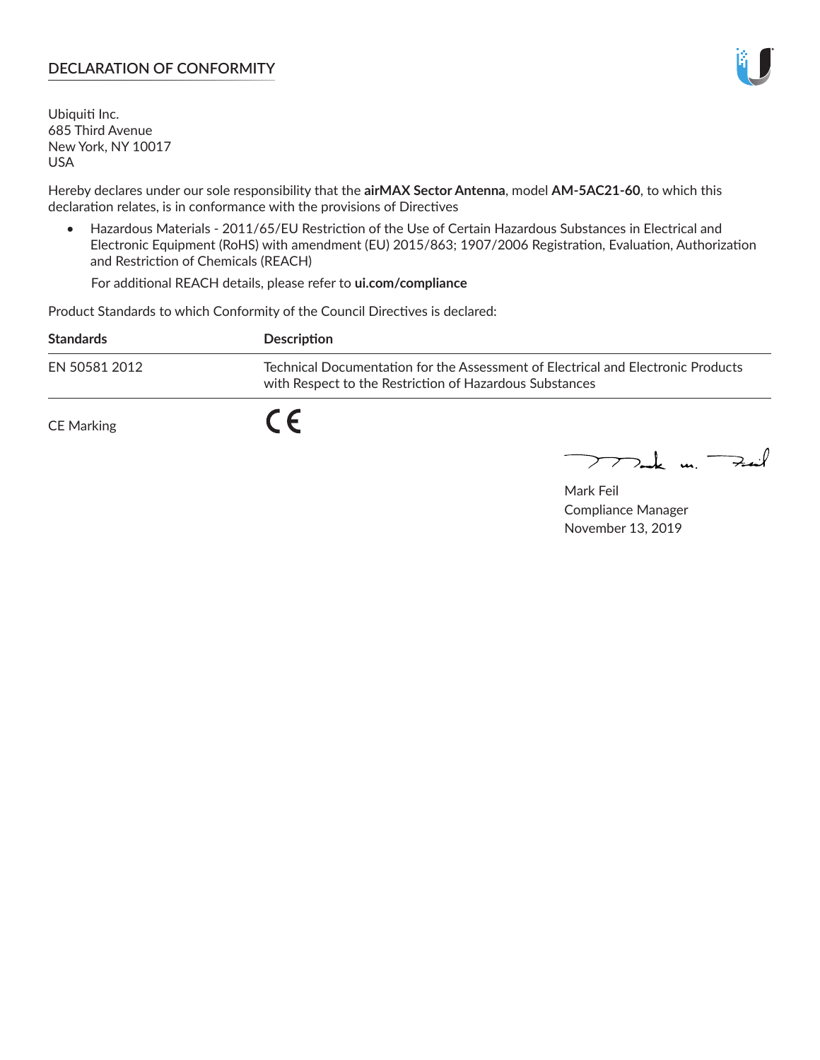## DECLARATION OF CONFORMITY

Ubiquiti Inc.
685 Third Avenue
New York, NY 10017
USA

Hereby declares under our sole responsibility that the **airMAX Sector Antenna**, model **AM-5AC21-60**, to which this declaration relates, is in conformance with the provisions of Directives

- Hazardous Materials - 2011/65/EU Restriction of the Use of Certain Hazardous Substances in Electrical and Electronic Equipment (RoHS) with amendment (EU) 2015/863; 1907/2006 Registration, Evaluation, Authorization and Restriction of Chemicals (REACH)

  For additional REACH details, please refer to **ui.com/compliance**

Product Standards to which Conformity of the Council Directives is declared:

| Standards | Description |
|---|---|
| EN 50581 2012 | Technical Documentation for the Assessment of Electrical and Electronic Products with Respect to the Restriction of Hazardous Substances |

CE Marking CE

Mark Feil
Compliance Manager
November 13, 2019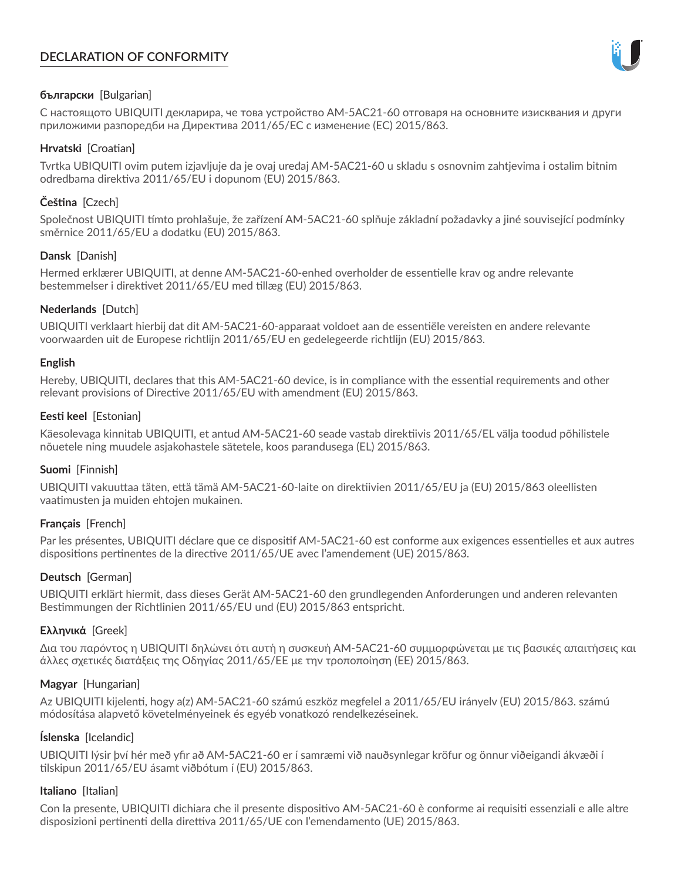# DECLARATION OF CONFORMITY

**български** [Bulgarian]

С настоящото UBIQUITI декларира, че това устройство AM-5AC21-60 отговаря на основните изисквания и други приложими разпоредби на Директива 2011/65/ЕС с изменение (ЕС) 2015/863.

**Hrvatski** [Croatian]

Tvrtka UBIQUITI ovim putem izjavljuje da je ovaj uređaj AM-5AC21-60 u skladu s osnovnim zahtjevima i ostalim bitnim odredbama direktiva 2011/65/EU i dopunom (EU) 2015/863.

**Čeština** [Czech]

Společnost UBIQUITI tímto prohlašuje, že zařízení AM-5AC21-60 splňuje základní požadavky a jiné související podmínky směrnice 2011/65/EU a dodatku (EU) 2015/863.

**Dansk** [Danish]

Hermed erklærer UBIQUITI, at denne AM-5AC21-60-enhed overholder de essentielle krav og andre relevante bestemmelser i direktivet 2011/65/EU med tillæg (EU) 2015/863.

**Nederlands** [Dutch]

UBIQUITI verklaart hierbij dat dit AM-5AC21-60-apparaat voldoet aan de essentiële vereisten en andere relevante voorwaarden uit de Europese richtlijn 2011/65/EU en gedelegeerde richtlijn (EU) 2015/863.

**English**

Hereby, UBIQUITI, declares that this AM-5AC21-60 device, is in compliance with the essential requirements and other relevant provisions of Directive 2011/65/EU with amendment (EU) 2015/863.

**Eesti keel** [Estonian]

Käesolevaga kinnitab UBIQUITI, et antud AM-5AC21-60 seade vastab direktiivis 2011/65/EL välja toodud põhilistele nõuetele ning muudele asjakohastele sätetele, koos parandusega (EL) 2015/863.

**Suomi** [Finnish]

UBIQUITI vakuuttaa täten, että tämä AM-5AC21-60-laite on direktiivien 2011/65/EU ja (EU) 2015/863 oleellisten vaatimusten ja muiden ehtojen mukainen.

**Français** [French]

Par les présentes, UBIQUITI déclare que ce dispositif AM-5AC21-60 est conforme aux exigences essentielles et aux autres dispositions pertinentes de la directive 2011/65/UE avec l'amendement (UE) 2015/863.

**Deutsch** [German]

UBIQUITI erklärt hiermit, dass dieses Gerät AM-5AC21-60 den grundlegenden Anforderungen und anderen relevanten Bestimmungen der Richtlinien 2011/65/EU und (EU) 2015/863 entspricht.

**Ελληνικά** [Greek]

Δια του παρόντος η UBIQUITI δηλώνει ότι αυτή η συσκευή AM-5AC21-60 συμμορφώνεται με τις βασικές απαιτήσεις και άλλες σχετικές διατάξεις της Οδηγίας 2011/65/ΕΕ με την τροποποίηση (ΕΕ) 2015/863.

**Magyar** [Hungarian]

Az UBIQUITI kijelenti, hogy a(z) AM-5AC21-60 számú eszköz megfelel a 2011/65/EU irányelv (EU) 2015/863. számú módosítása alapvető követelményeinek és egyéb vonatkozó rendelkezéseinek.

**Íslenska** [Icelandic]

UBIQUITI lýsir því hér með yfir að AM-5AC21-60 er í samræmi við nauðsynlegar kröfur og önnur viðeigandi ákvæði í tilskipun 2011/65/EU ásamt viðbótum í (EU) 2015/863.

**Italiano** [Italian]

Con la presente, UBIQUITI dichiara che il presente dispositivo AM-5AC21-60 è conforme ai requisiti essenziali e alle altre disposizioni pertinenti della direttiva 2011/65/UE con l'emendamento (UE) 2015/863.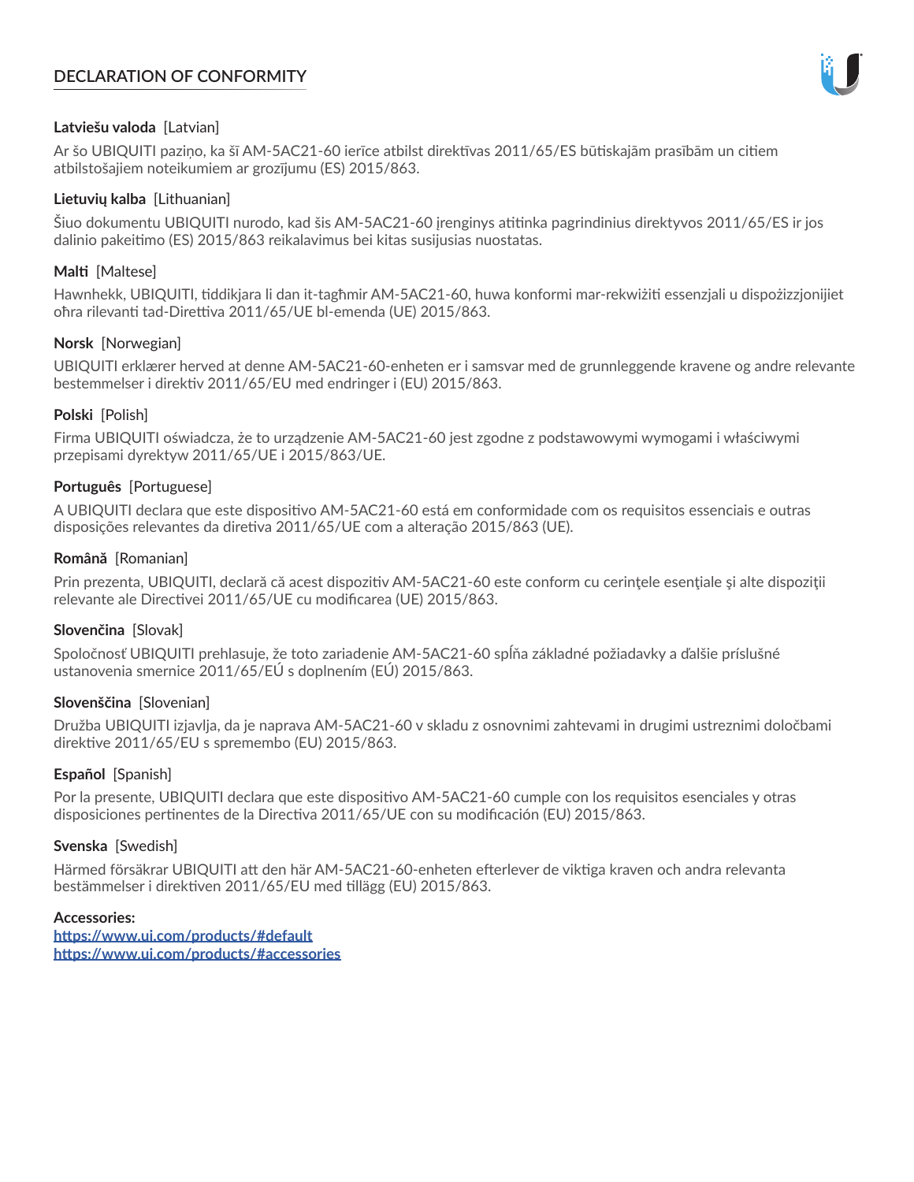## DECLARATION OF CONFORMITY

**Latviešu valoda** [Latvian]

Ar šo UBIQUITI paziņo, ka šī AM-5AC21-60 ierīce atbilst direktīvas 2011/65/ES būtiskajām prasībām un citiem atbilstošajiem noteikumiem ar grozījumu (ES) 2015/863.

**Lietuvių kalba** [Lithuanian]

Šiuo dokumentu UBIQUITI nurodo, kad šis AM-5AC21-60 įrenginys atitinka pagrindinius direktyvos 2011/65/ES ir jos dalinio pakeitimo (ES) 2015/863 reikalavimus bei kitas susijusias nuostatas.

**Malti** [Maltese]

Hawnhekk, UBIQUITI, tiddikjara li dan it-tagħmir AM-5AC21-60, huwa konformi mar-rekwiżiti essenzjali u dispożizzjonijiet oħra rilevanti tad-Direttiva 2011/65/UE bl-emenda (UE) 2015/863.

**Norsk** [Norwegian]

UBIQUITI erklærer herved at denne AM-5AC21-60-enheten er i samsvar med de grunnleggende kravene og andre relevante bestemmelser i direktiv 2011/65/EU med endringer i (EU) 2015/863.

**Polski** [Polish]

Firma UBIQUITI oświadcza, że to urządzenie AM-5AC21-60 jest zgodne z podstawowymi wymogami i właściwymi przepisami dyrektyw 2011/65/UE i 2015/863/UE.

**Português** [Portuguese]

A UBIQUITI declara que este dispositivo AM-5AC21-60 está em conformidade com os requisitos essenciais e outras disposições relevantes da diretiva 2011/65/UE com a alteração 2015/863 (UE).

**Română** [Romanian]

Prin prezenta, UBIQUITI, declară că acest dispozitiv AM-5AC21-60 este conform cu cerinţele esenţiale şi alte dispoziţii relevante ale Directivei 2011/65/UE cu modificarea (UE) 2015/863.

**Slovenčina** [Slovak]

Spoločnosť UBIQUITI prehlasuje, že toto zariadenie AM-5AC21-60 spĺňa základné požiadavky a ďalšie príslušné ustanovenia smernice 2011/65/EÚ s doplnením (EÚ) 2015/863.

**Slovenščina** [Slovenian]

Družba UBIQUITI izjavlja, da je naprava AM-5AC21-60 v skladu z osnovnimi zahtevami in drugimi ustreznimi določbami direktive 2011/65/EU s spremembo (EU) 2015/863.

**Español** [Spanish]

Por la presente, UBIQUITI declara que este dispositivo AM-5AC21-60 cumple con los requisitos esenciales y otras disposiciones pertinentes de la Directiva 2011/65/UE con su modificación (EU) 2015/863.

**Svenska** [Swedish]

Härmed försäkrar UBIQUITI att den här AM-5AC21-60-enheten efterlever de viktiga kraven och andra relevanta bestämmelser i direktiven 2011/65/EU med tillägg (EU) 2015/863.

**Accessories:**
**https://www.ui.com/products/#default**
**https://www.ui.com/products/#accessories**